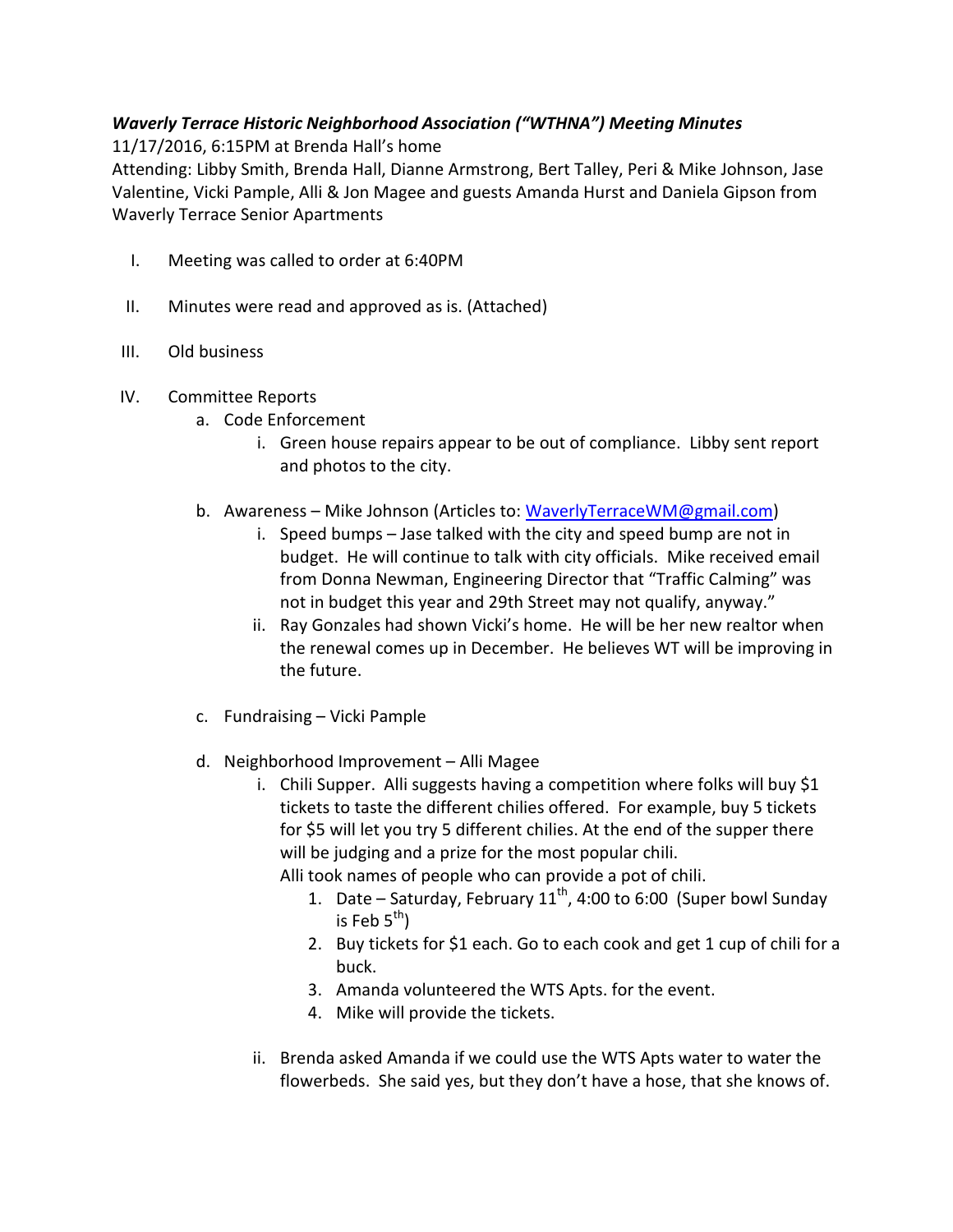***Waverly Terrace Historic Neighborhood Association ("WTHNA") Meeting Minutes***

11/17/2016, 6:15PM at Brenda Hall's home

Attending: Libby Smith, Brenda Hall, Dianne Armstrong, Bert Talley, Peri & Mike Johnson, Jase Valentine, Vicki Pample, Alli & Jon Magee and guests Amanda Hurst and Daniela Gipson from Waverly Terrace Senior Apartments

I. Meeting was called to order at 6:40PM

II. Minutes were read and approved as is. (Attached)

III. Old business

IV. Committee Reports

   a. Code Enforcement

      i. Green house repairs appear to be out of compliance. Libby sent report and photos to the city.

   b. Awareness – Mike Johnson (Articles to: WaverlyTerraceWM@gmail.com)

      i. Speed bumps – Jase talked with the city and speed bump are not in budget. He will continue to talk with city officials. Mike received email from Donna Newman, Engineering Director that "Traffic Calming" was not in budget this year and 29th Street may not qualify, anyway."

      ii. Ray Gonzales had shown Vicki's home. He will be her new realtor when the renewal comes up in December. He believes WT will be improving in the future.

   c. Fundraising – Vicki Pample

   d. Neighborhood Improvement – Alli Magee

      i. Chili Supper. Alli suggests having a competition where folks will buy $1 tickets to taste the different chilies offered. For example, buy 5 tickets for $5 will let you try 5 different chilies. At the end of the supper there will be judging and a prize for the most popular chili.
      Alli took names of people who can provide a pot of chili.

         1. Date – Saturday, February 11th, 4:00 to 6:00 (Super bowl Sunday is Feb 5th)
         2. Buy tickets for $1 each. Go to each cook and get 1 cup of chili for a buck.
         3. Amanda volunteered the WTS Apts. for the event.
         4. Mike will provide the tickets.

      ii. Brenda asked Amanda if we could use the WTS Apts water to water the flowerbeds. She said yes, but they don't have a hose, that she knows of.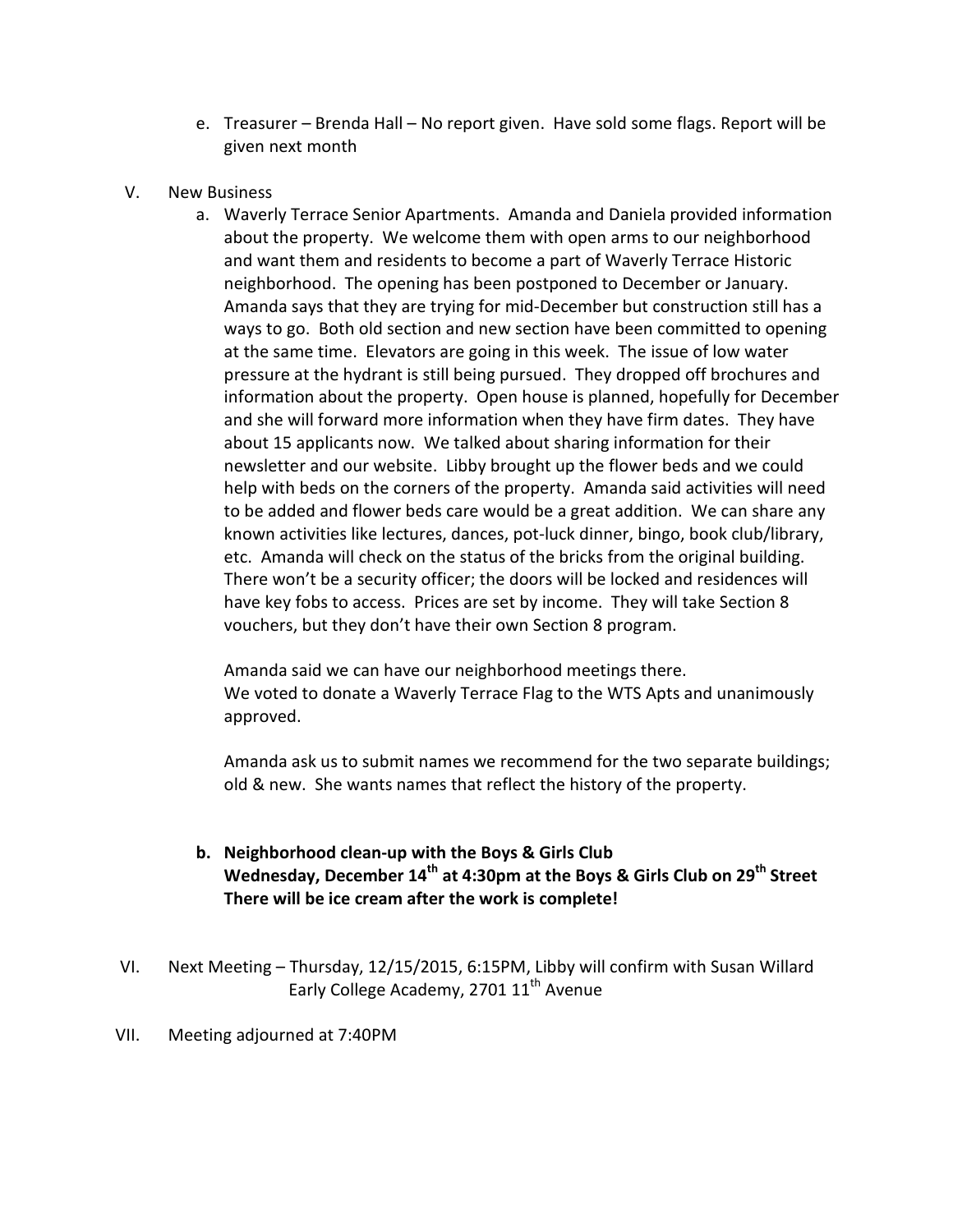e. Treasurer – Brenda Hall – No report given. Have sold some flags. Report will be given next month

V. New Business

a. Waverly Terrace Senior Apartments. Amanda and Daniela provided information about the property. We welcome them with open arms to our neighborhood and want them and residents to become a part of Waverly Terrace Historic neighborhood. The opening has been postponed to December or January. Amanda says that they are trying for mid-December but construction still has a ways to go. Both old section and new section have been committed to opening at the same time. Elevators are going in this week. The issue of low water pressure at the hydrant is still being pursued. They dropped off brochures and information about the property. Open house is planned, hopefully for December and she will forward more information when they have firm dates. They have about 15 applicants now. We talked about sharing information for their newsletter and our website. Libby brought up the flower beds and we could help with beds on the corners of the property. Amanda said activities will need to be added and flower beds care would be a great addition. We can share any known activities like lectures, dances, pot-luck dinner, bingo, book club/library, etc. Amanda will check on the status of the bricks from the original building. There won't be a security officer; the doors will be locked and residences will have key fobs to access. Prices are set by income. They will take Section 8 vouchers, but they don't have their own Section 8 program.

   Amanda said we can have our neighborhood meetings there.
   We voted to donate a Waverly Terrace Flag to the WTS Apts and unanimously approved.

   Amanda ask us to submit names we recommend for the two separate buildings; old & new. She wants names that reflect the history of the property.

**b. Neighborhood clean-up with the Boys & Girls Club**
**Wednesday, December 14th at 4:30pm at the Boys & Girls Club on 29th Street**
**There will be ice cream after the work is complete!**

VI. Next Meeting – Thursday, 12/15/2015, 6:15PM, Libby will confirm with Susan Willard Early College Academy, 2701 11th Avenue

VII. Meeting adjourned at 7:40PM